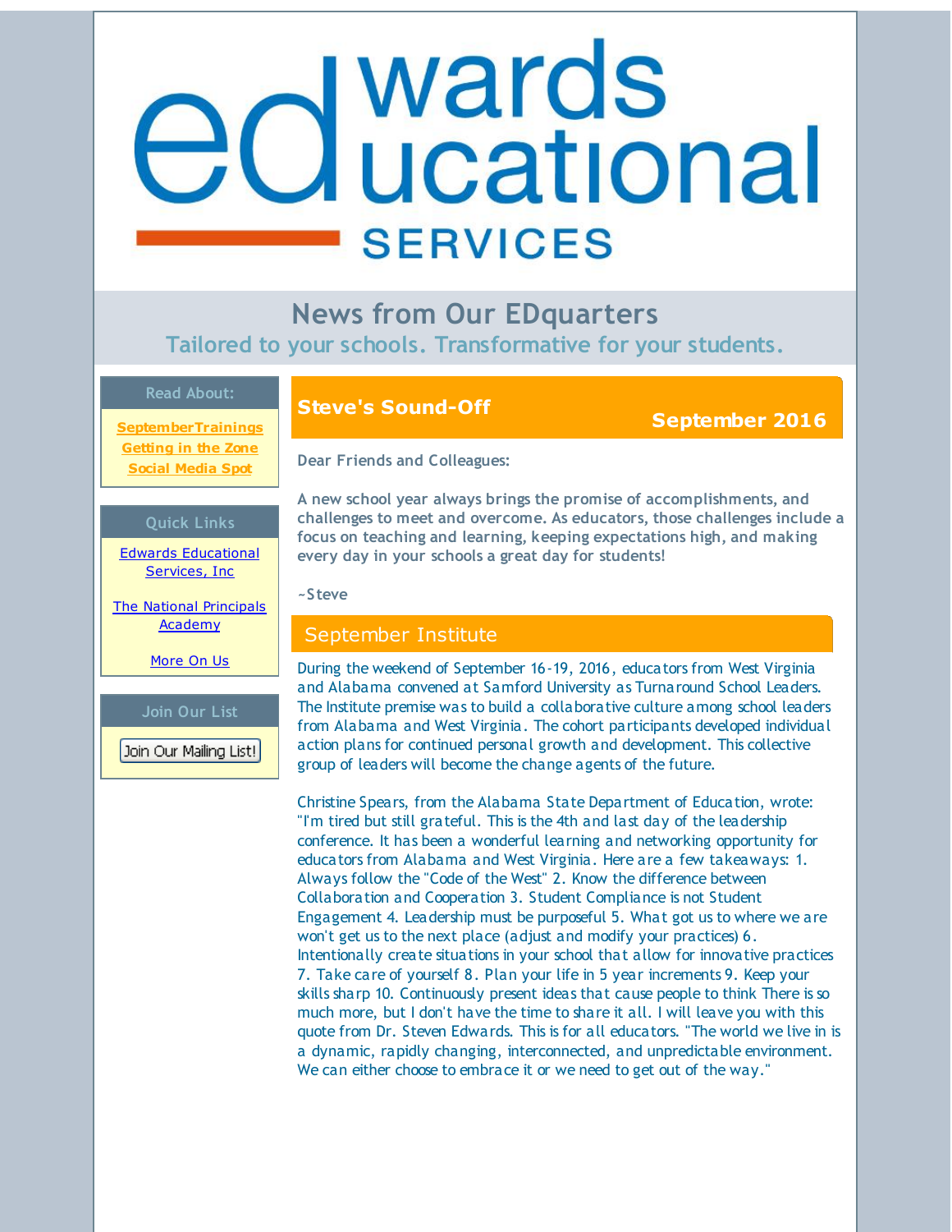# Edwards Educational Services

## News from Our EDquarters

### Tailored to your schools. Transformative for your students.

**Read About:**

SeptemberTrainings
Getting in the Zone
Social Media Spot

**Quick Links**

Edwards Educational Services, Inc

The National Principals Academy

More On Us

**Join Our List**

Join Our Mailing List!

## Steve's Sound-Off

**September 2016**

Dear Friends and Colleagues:

A new school year always brings the promise of accomplishments, and challenges to meet and overcome. As educators, those challenges include a focus on teaching and learning, keeping expectations high, and making every day in your schools a great day for students!

~Steve

## September Institute

During the weekend of September 16-19, 2016, educators from West Virginia and Alabama convened at Samford University as Turnaround School Leaders. The Institute premise was to build a collaborative culture among school leaders from Alabama and West Virginia. The cohort participants developed individual action plans for continued personal growth and development. This collective group of leaders will become the change agents of the future.

Christine Spears, from the Alabama State Department of Education, wrote: "I'm tired but still grateful. This is the 4th and last day of the leadership conference. It has been a wonderful learning and networking opportunity for educators from Alabama and West Virginia. Here are a few takeaways: 1. Always follow the "Code of the West" 2. Know the difference between Collaboration and Cooperation 3. Student Compliance is not Student Engagement 4. Leadership must be purposeful 5. What got us to where we are won't get us to the next place (adjust and modify your practices) 6. Intentionally create situations in your school that allow for innovative practices 7. Take care of yourself 8. Plan your life in 5 year increments 9. Keep your skills sharp 10. Continuously present ideas that cause people to think There is so much more, but I don't have the time to share it all. I will leave you with this quote from Dr. Steven Edwards. This is for all educators. "The world we live in is a dynamic, rapidly changing, interconnected, and unpredictable environment. We can either choose to embrace it or we need to get out of the way."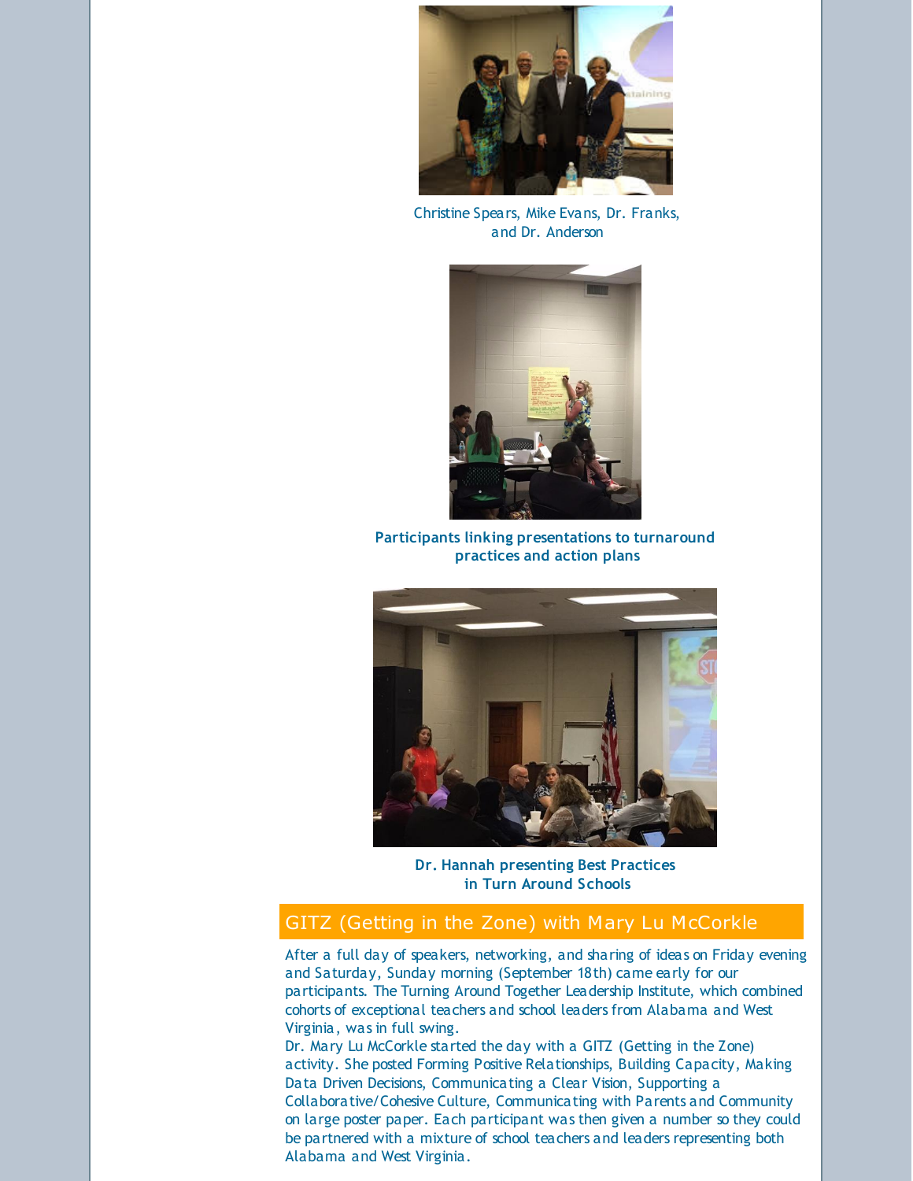Christine Spears, Mike Evans, Dr. Franks, and Dr. Anderson

**Participants linking presentations to turnaround practices and action plans**

**Dr. Hannah presenting Best Practices in Turn Around Schools**

## GITZ (Getting in the Zone) with Mary Lu McCorkle

After a full day of speakers, networking, and sharing of ideas on Friday evening and Saturday, Sunday morning (September 18th) came early for our participants. The Turning Around Together Leadership Institute, which combined cohorts of exceptional teachers and school leaders from Alabama and West Virginia, was in full swing.

Dr. Mary Lu McCorkle started the day with a GITZ (Getting in the Zone) activity. She posted Forming Positive Relationships, Building Capacity, Making Data Driven Decisions, Communicating a Clear Vision, Supporting a Collaborative/Cohesive Culture, Communicating with Parents and Community on large poster paper. Each participant was then given a number so they could be partnered with a mixture of school teachers and leaders representing both Alabama and West Virginia.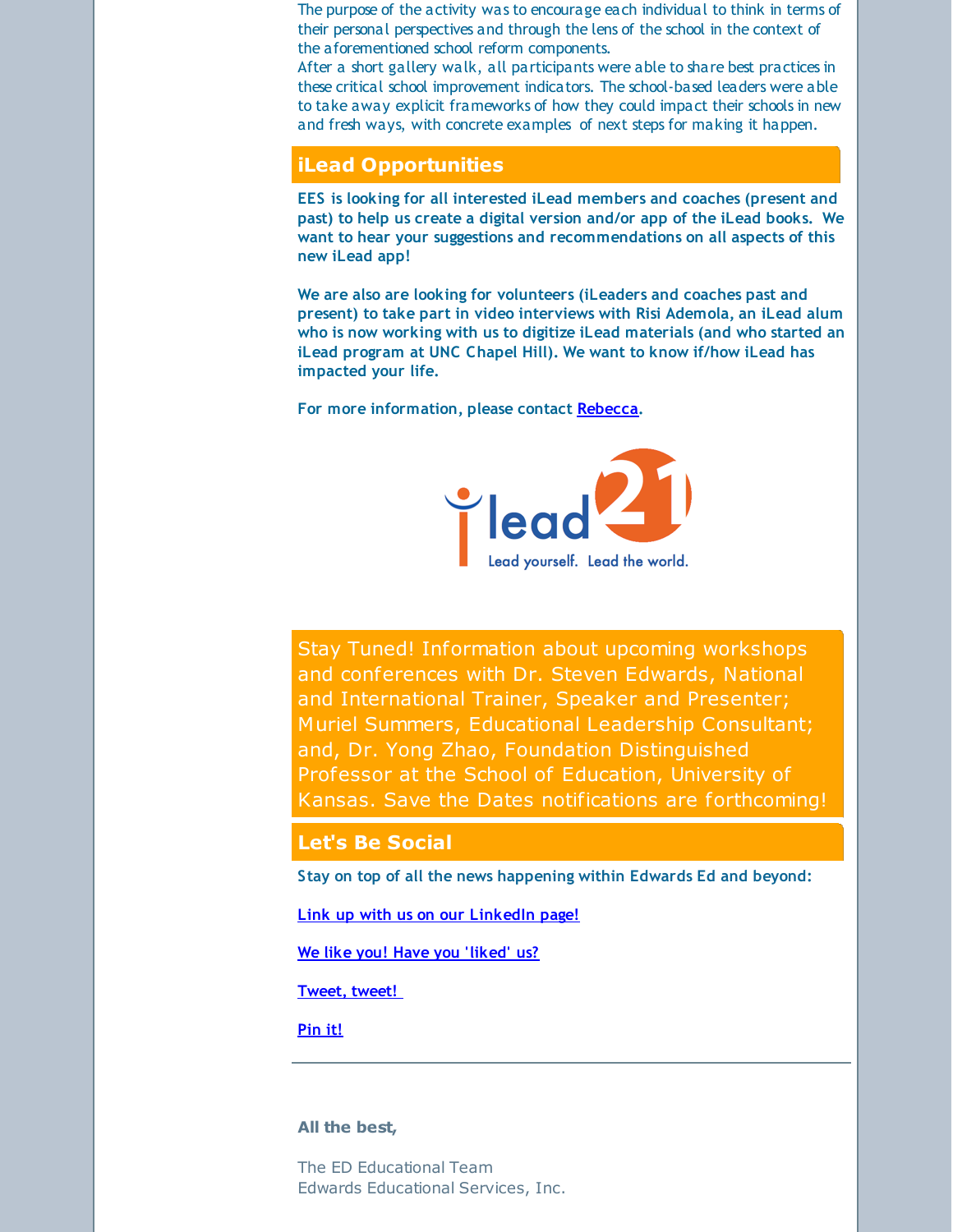The purpose of the activity was to encourage each individual to think in terms of their personal perspectives and through the lens of the school in the context of the aforementioned school reform components.

After a short gallery walk, all participants were able to share best practices in these critical school improvement indicators. The school-based leaders were able to take away explicit frameworks of how they could impact their schools in new and fresh ways, with concrete examples of next steps for making it happen.

## iLead Opportunities

**EES is looking for all interested iLead members and coaches (present and past) to help us create a digital version and/or app of the iLead books. We want to hear your suggestions and recommendations on all aspects of this new iLead app!**

**We are also are looking for volunteers (iLeaders and coaches past and present) to take part in video interviews with Risi Ademola, an iLead alum who is now working with us to digitize iLead materials (and who started an iLead program at UNC Chapel Hill). We want to know if/how iLead has impacted your life.**

**For more information, please contact [Rebecca](#).**

ilead 21
Lead yourself. Lead the world.

Stay Tuned! Information about upcoming workshops and conferences with Dr. Steven Edwards, National and International Trainer, Speaker and Presenter; Muriel Summers, Educational Leadership Consultant; and, Dr. Yong Zhao, Foundation Distinguished Professor at the School of Education, University of Kansas. Save the Dates notifications are forthcoming!

## Let's Be Social

**Stay on top of all the news happening within Edwards Ed and beyond:**

**[Link up with us on our LinkedIn page!](#)**

**[We like you! Have you 'liked' us?](#)**

**[Tweet, tweet!](#)**

**[Pin it!](#)**

---

**All the best,**

The ED Educational Team
Edwards Educational Services, Inc.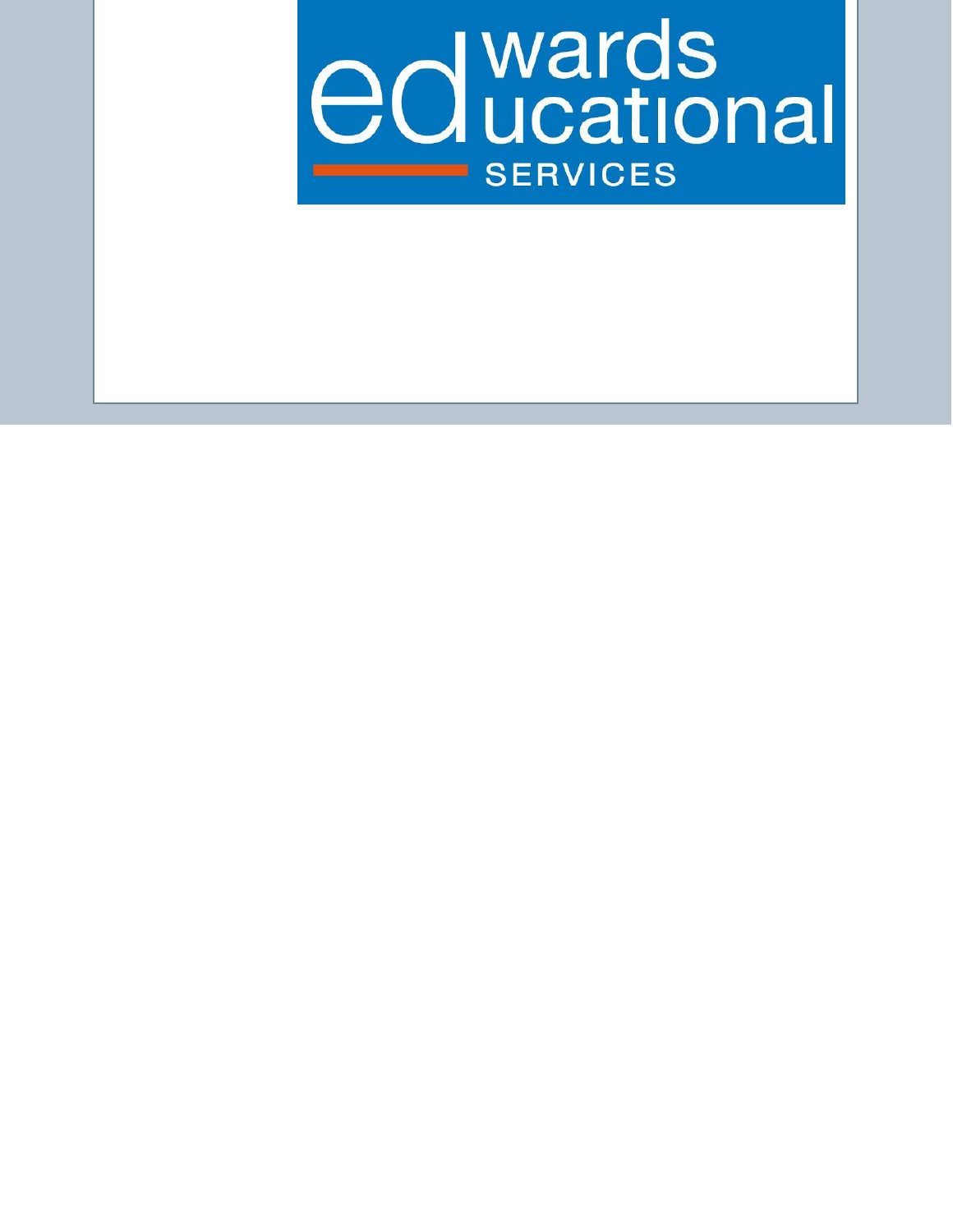edwards
educational
SERVICES